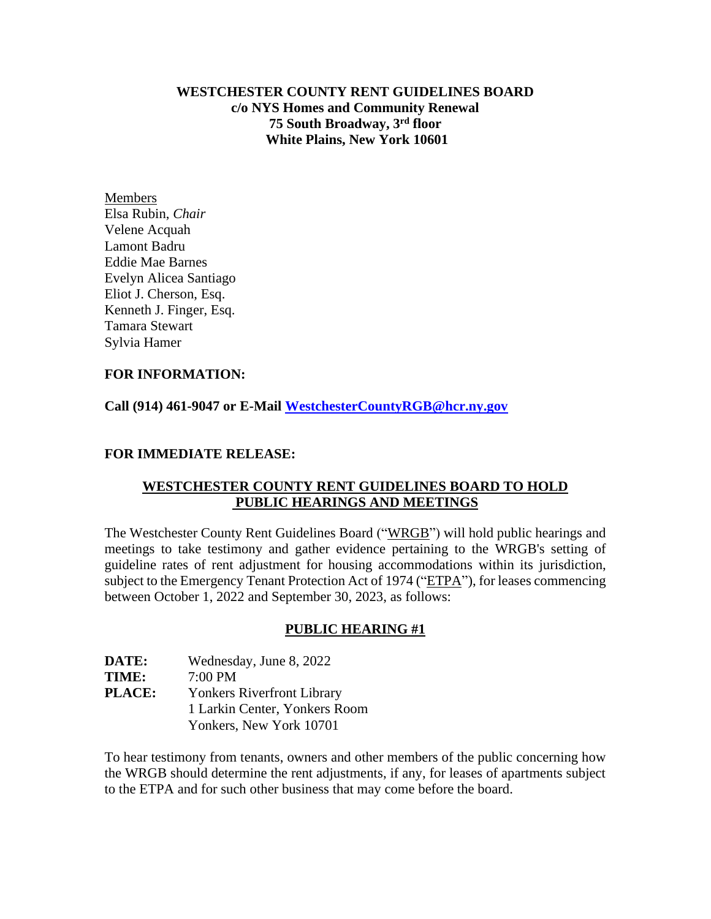**WESTCHESTER COUNTY RENT GUIDELINES BOARD**
**c/o NYS Homes and Community Renewal**
**75 South Broadway, 3rd floor**
**White Plains, New York 10601**

Members
Elsa Rubin, *Chair*
Velene Acquah
Lamont Badru
Eddie Mae Barnes
Evelyn Alicea Santiago
Eliot J. Cherson, Esq.
Kenneth J. Finger, Esq.
Tamara Stewart
Sylvia Hamer

**FOR INFORMATION:**

**Call (914) 461-9047 or E-Mail WestchesterCountyRGB@hcr.ny.gov**

**FOR IMMEDIATE RELEASE:**

## WESTCHESTER COUNTY RENT GUIDELINES BOARD TO HOLD PUBLIC HEARINGS AND MEETINGS

The Westchester County Rent Guidelines Board ("WRGB") will hold public hearings and meetings to take testimony and gather evidence pertaining to the WRGB's setting of guideline rates of rent adjustment for housing accommodations within its jurisdiction, subject to the Emergency Tenant Protection Act of 1974 ("ETPA"), for leases commencing between October 1, 2022 and September 30, 2023, as follows:

### PUBLIC HEARING #1

**DATE:** Wednesday, June 8, 2022
**TIME:** 7:00 PM
**PLACE:** Yonkers Riverfront Library
1 Larkin Center, Yonkers Room
Yonkers, New York 10701

To hear testimony from tenants, owners and other members of the public concerning how the WRGB should determine the rent adjustments, if any, for leases of apartments subject to the ETPA and for such other business that may come before the board.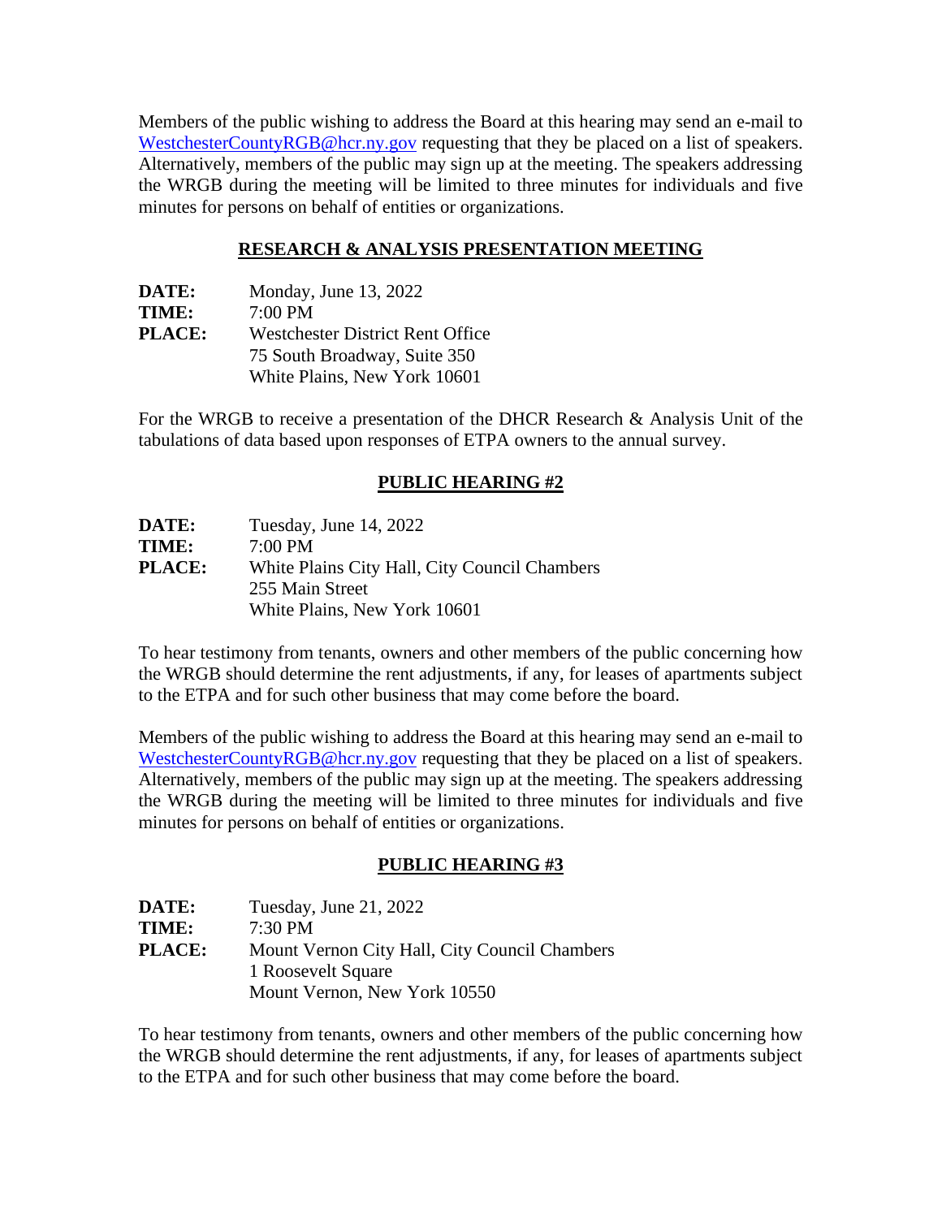Members of the public wishing to address the Board at this hearing may send an e-mail to WestchesterCountyRGB@hcr.ny.gov requesting that they be placed on a list of speakers. Alternatively, members of the public may sign up at the meeting. The speakers addressing the WRGB during the meeting will be limited to three minutes for individuals and five minutes for persons on behalf of entities or organizations.

## RESEARCH & ANALYSIS PRESENTATION MEETING

**DATE:** Monday, June 13, 2022
**TIME:** 7:00 PM
**PLACE:** Westchester District Rent Office
75 South Broadway, Suite 350
White Plains, New York 10601

For the WRGB to receive a presentation of the DHCR Research & Analysis Unit of the tabulations of data based upon responses of ETPA owners to the annual survey.

## PUBLIC HEARING #2

**DATE:** Tuesday, June 14, 2022
**TIME:** 7:00 PM
**PLACE:** White Plains City Hall, City Council Chambers
255 Main Street
White Plains, New York 10601

To hear testimony from tenants, owners and other members of the public concerning how the WRGB should determine the rent adjustments, if any, for leases of apartments subject to the ETPA and for such other business that may come before the board.

Members of the public wishing to address the Board at this hearing may send an e-mail to WestchesterCountyRGB@hcr.ny.gov requesting that they be placed on a list of speakers. Alternatively, members of the public may sign up at the meeting. The speakers addressing the WRGB during the meeting will be limited to three minutes for individuals and five minutes for persons on behalf of entities or organizations.

## PUBLIC HEARING #3

**DATE:** Tuesday, June 21, 2022
**TIME:** 7:30 PM
**PLACE:** Mount Vernon City Hall, City Council Chambers
1 Roosevelt Square
Mount Vernon, New York 10550

To hear testimony from tenants, owners and other members of the public concerning how the WRGB should determine the rent adjustments, if any, for leases of apartments subject to the ETPA and for such other business that may come before the board.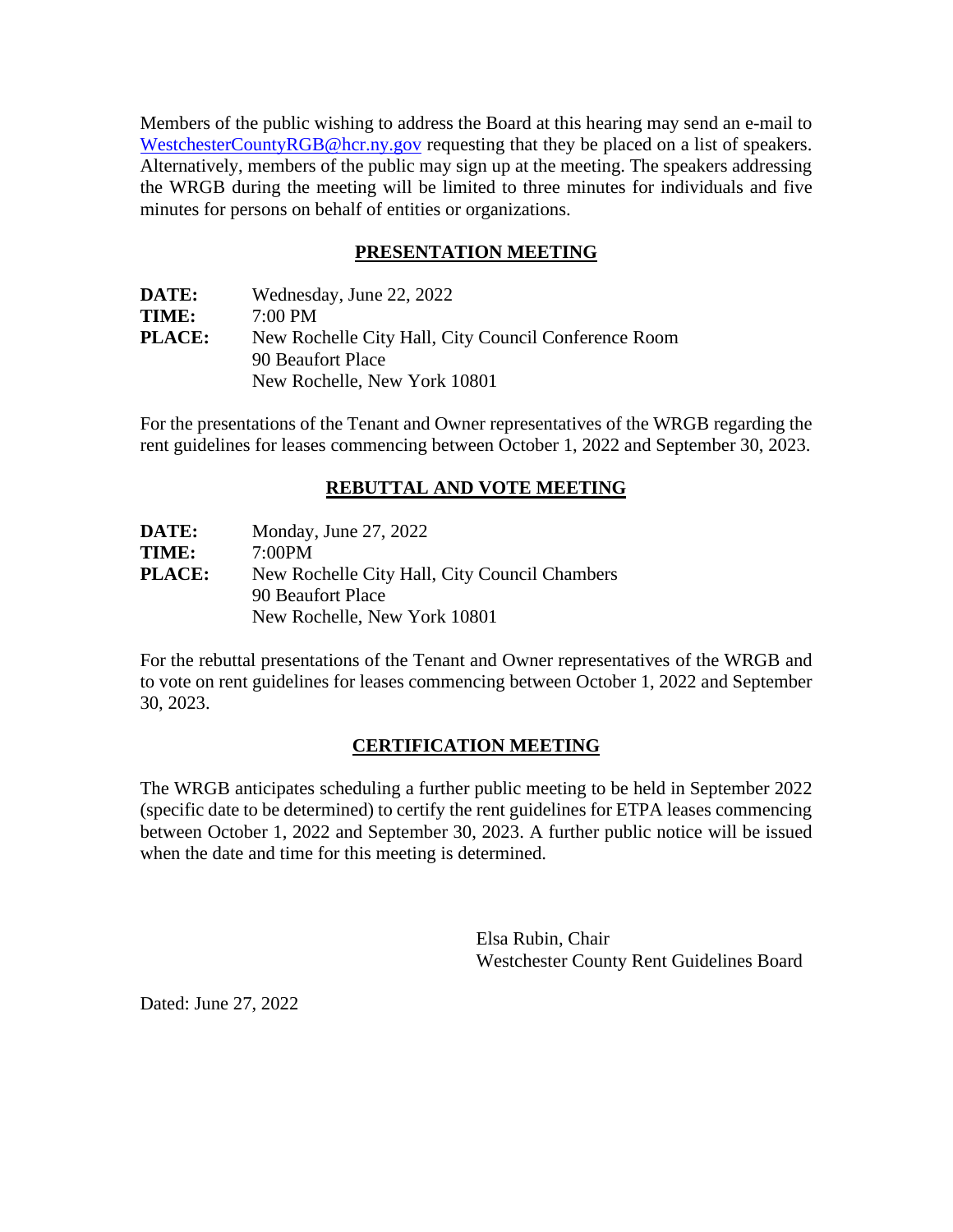Members of the public wishing to address the Board at this hearing may send an e-mail to WestchesterCountyRGB@hcr.ny.gov requesting that they be placed on a list of speakers. Alternatively, members of the public may sign up at the meeting. The speakers addressing the WRGB during the meeting will be limited to three minutes for individuals and five minutes for persons on behalf of entities or organizations.

## PRESENTATION MEETING

**DATE:** Wednesday, June 22, 2022
**TIME:** 7:00 PM
**PLACE:** New Rochelle City Hall, City Council Conference Room
90 Beaufort Place
New Rochelle, New York 10801

For the presentations of the Tenant and Owner representatives of the WRGB regarding the rent guidelines for leases commencing between October 1, 2022 and September 30, 2023.

## REBUTTAL AND VOTE MEETING

**DATE:** Monday, June 27, 2022
**TIME:** 7:00PM
**PLACE:** New Rochelle City Hall, City Council Chambers
90 Beaufort Place
New Rochelle, New York 10801

For the rebuttal presentations of the Tenant and Owner representatives of the WRGB and to vote on rent guidelines for leases commencing between October 1, 2022 and September 30, 2023.

## CERTIFICATION MEETING

The WRGB anticipates scheduling a further public meeting to be held in September 2022 (specific date to be determined) to certify the rent guidelines for ETPA leases commencing between October 1, 2022 and September 30, 2023. A further public notice will be issued when the date and time for this meeting is determined.

Elsa Rubin, Chair
Westchester County Rent Guidelines Board

Dated: June 27, 2022